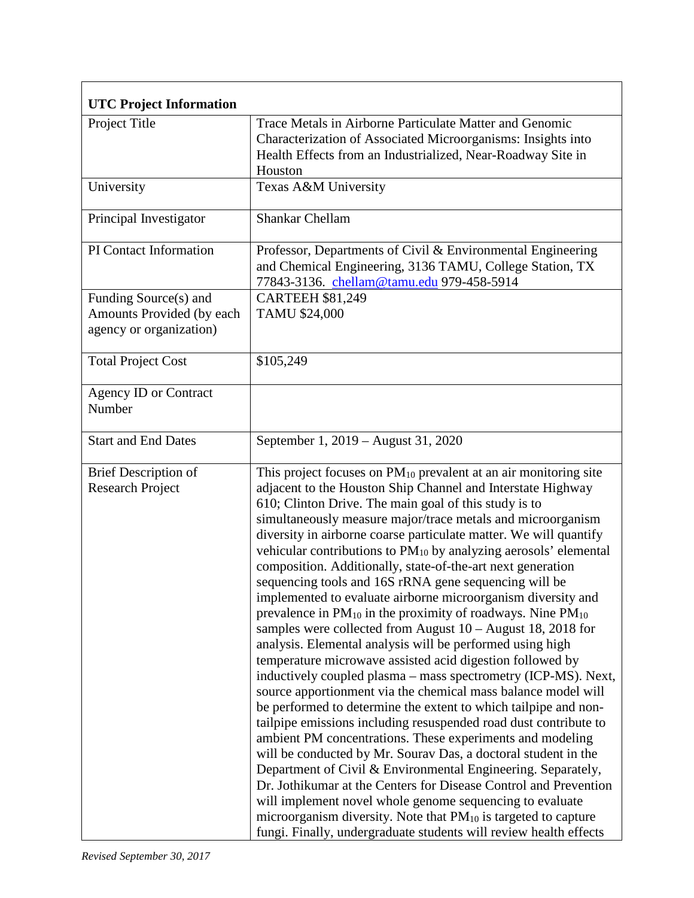| **UTC Project Information** | |
|---|---|
| Project Title | Trace Metals in Airborne Particulate Matter and Genomic Characterization of Associated Microorganisms: Insights into Health Effects from an Industrialized, Near-Roadway Site in Houston |
| University | Texas A&M University |
| Principal Investigator | Shankar Chellam |
| PI Contact Information | Professor, Departments of Civil & Environmental Engineering and Chemical Engineering, 3136 TAMU, College Station, TX 77843-3136. chellam@tamu.edu 979-458-5914 |
| Funding Source(s) and Amounts Provided (by each agency or organization) | CARTEEH $81,249<br>TAMU $24,000 |
| Total Project Cost | $105,249 |
| Agency ID or Contract Number | |
| Start and End Dates | September 1, 2019 – August 31, 2020 |
| Brief Description of Research Project | This project focuses on $PM_{10}$ prevalent at an air monitoring site adjacent to the Houston Ship Channel and Interstate Highway 610; Clinton Drive. The main goal of this study is to simultaneously measure major/trace metals and microorganism diversity in airborne coarse particulate matter. We will quantify vehicular contributions to $PM_{10}$ by analyzing aerosols' elemental composition. Additionally, state-of-the-art next generation sequencing tools and 16S rRNA gene sequencing will be implemented to evaluate airborne microorganism diversity and prevalence in $PM_{10}$ in the proximity of roadways. Nine $PM_{10}$ samples were collected from August 10 – August 18, 2018 for analysis. Elemental analysis will be performed using high temperature microwave assisted acid digestion followed by inductively coupled plasma – mass spectrometry (ICP-MS). Next, source apportionment via the chemical mass balance model will be performed to determine the extent to which tailpipe and non-tailpipe emissions including resuspended road dust contribute to ambient PM concentrations. These experiments and modeling will be conducted by Mr. Sourav Das, a doctoral student in the Department of Civil & Environmental Engineering. Separately, Dr. Jothikumar at the Centers for Disease Control and Prevention will implement novel whole genome sequencing to evaluate microorganism diversity. Note that $PM_{10}$ is targeted to capture fungi. Finally, undergraduate students will review health effects |

*Revised September 30, 2017*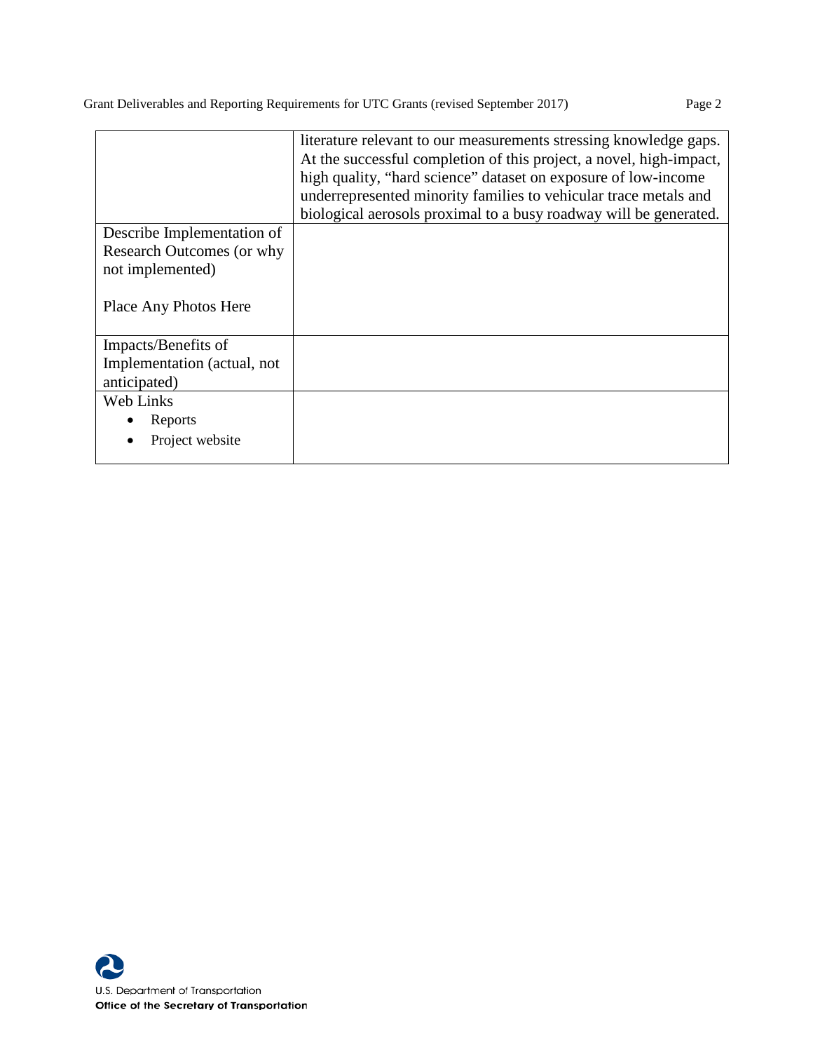| | |
|---|---|
| | literature relevant to our measurements stressing knowledge gaps. At the successful completion of this project, a novel, high-impact, high quality, "hard science" dataset on exposure of low-income underrepresented minority families to vehicular trace metals and biological aerosols proximal to a busy roadway will be generated. |
| Describe Implementation of Research Outcomes (or why not implemented)<br><br>Place Any Photos Here | |
| Impacts/Benefits of Implementation (actual, not anticipated) | |
| Web Links<br>• Reports<br>• Project website | |

U.S. Department of Transportation
**Office of the Secretary of Transportation**